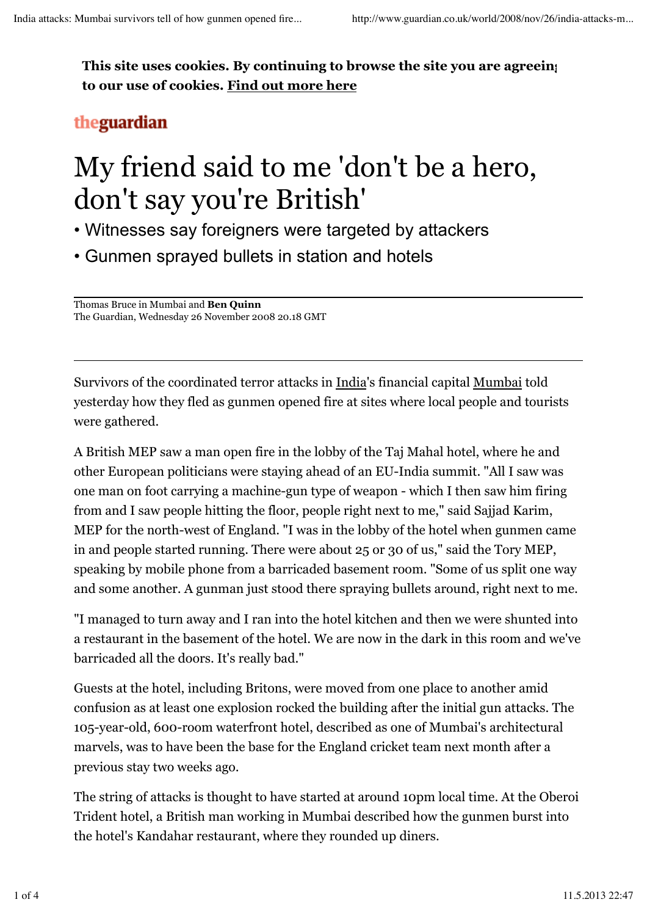**This site uses cookies. By continuing to browse the site you are agreeing to our use of cookies. Find out more here**

theguardian

# My friend said to me 'don't be a hero, don't say you're British'

- Witnesses say foreigners were targeted by attackers
- Gunmen sprayed bullets in station and hotels

Thomas Bruce in Mumbai and **Ben Quinn**
The Guardian, Wednesday 26 November 2008 20.18 GMT

Survivors of the coordinated terror attacks in India's financial capital Mumbai told yesterday how they fled as gunmen opened fire at sites where local people and tourists were gathered.

A British MEP saw a man open fire in the lobby of the Taj Mahal hotel, where he and other European politicians were staying ahead of an EU-India summit. "All I saw was one man on foot carrying a machine-gun type of weapon - which I then saw him firing from and I saw people hitting the floor, people right next to me," said Sajjad Karim, MEP for the north-west of England. "I was in the lobby of the hotel when gunmen came in and people started running. There were about 25 or 30 of us," said the Tory MEP, speaking by mobile phone from a barricaded basement room. "Some of us split one way and some another. A gunman just stood there spraying bullets around, right next to me.

"I managed to turn away and I ran into the hotel kitchen and then we were shunted into a restaurant in the basement of the hotel. We are now in the dark in this room and we've barricaded all the doors. It's really bad."

Guests at the hotel, including Britons, were moved from one place to another amid confusion as at least one explosion rocked the building after the initial gun attacks. The 105-year-old, 600-room waterfront hotel, described as one of Mumbai's architectural marvels, was to have been the base for the England cricket team next month after a previous stay two weeks ago.

The string of attacks is thought to have started at around 10pm local time. At the Oberoi Trident hotel, a British man working in Mumbai described how the gunmen burst into the hotel's Kandahar restaurant, where they rounded up diners.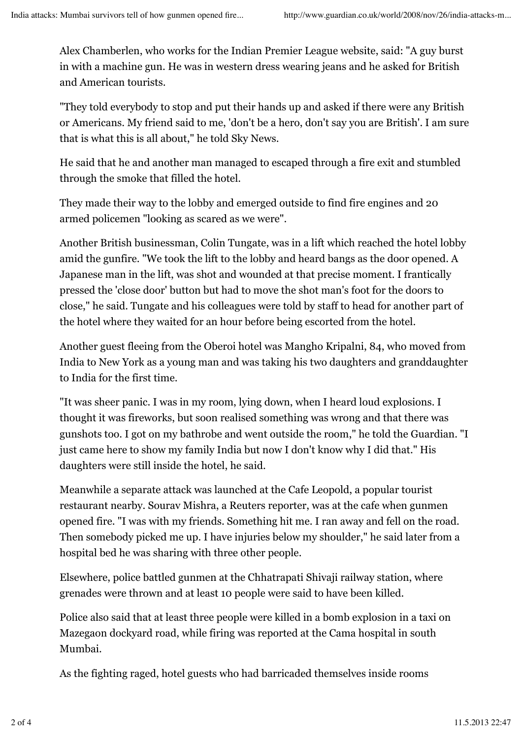Alex Chamberlen, who works for the Indian Premier League website, said: "A guy burst in with a machine gun. He was in western dress wearing jeans and he asked for British and American tourists.

"They told everybody to stop and put their hands up and asked if there were any British or Americans. My friend said to me, 'don't be a hero, don't say you are British'. I am sure that is what this is all about," he told Sky News.

He said that he and another man managed to escaped through a fire exit and stumbled through the smoke that filled the hotel.

They made their way to the lobby and emerged outside to find fire engines and 20 armed policemen "looking as scared as we were".

Another British businessman, Colin Tungate, was in a lift which reached the hotel lobby amid the gunfire. "We took the lift to the lobby and heard bangs as the door opened. A Japanese man in the lift, was shot and wounded at that precise moment. I frantically pressed the 'close door' button but had to move the shot man's foot for the doors to close," he said. Tungate and his colleagues were told by staff to head for another part of the hotel where they waited for an hour before being escorted from the hotel.

Another guest fleeing from the Oberoi hotel was Mangho Kripalni, 84, who moved from India to New York as a young man and was taking his two daughters and granddaughter to India for the first time.

"It was sheer panic. I was in my room, lying down, when I heard loud explosions. I thought it was fireworks, but soon realised something was wrong and that there was gunshots too. I got on my bathrobe and went outside the room," he told the Guardian. "I just came here to show my family India but now I don't know why I did that." His daughters were still inside the hotel, he said.

Meanwhile a separate attack was launched at the Cafe Leopold, a popular tourist restaurant nearby. Sourav Mishra, a Reuters reporter, was at the cafe when gunmen opened fire. "I was with my friends. Something hit me. I ran away and fell on the road. Then somebody picked me up. I have injuries below my shoulder," he said later from a hospital bed he was sharing with three other people.

Elsewhere, police battled gunmen at the Chhatrapati Shivaji railway station, where grenades were thrown and at least 10 people were said to have been killed.

Police also said that at least three people were killed in a bomb explosion in a taxi on Mazegaon dockyard road, while firing was reported at the Cama hospital in south Mumbai.

As the fighting raged, hotel guests who had barricaded themselves inside rooms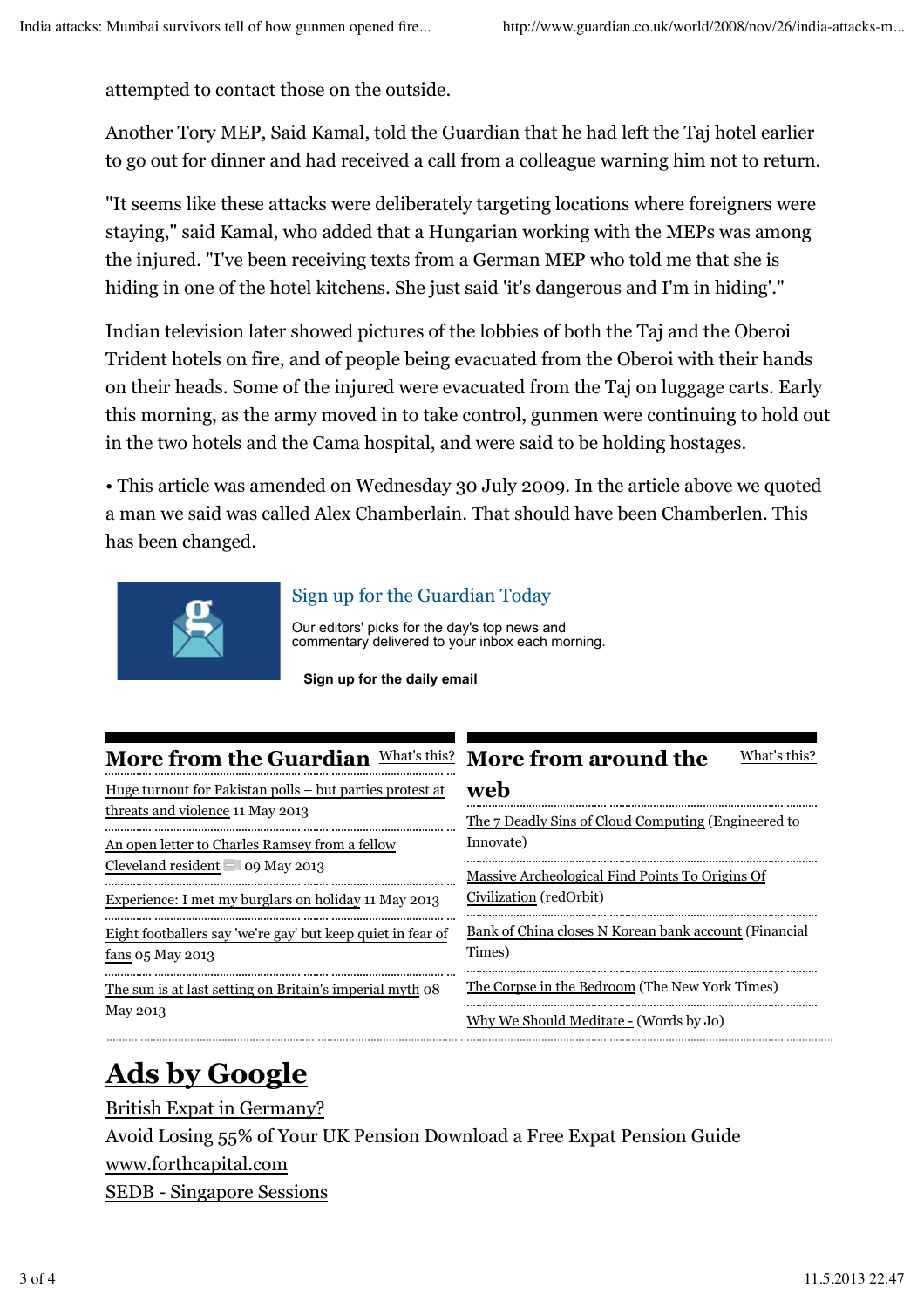attempted to contact those on the outside.

Another Tory MEP, Said Kamal, told the Guardian that he had left the Taj hotel earlier to go out for dinner and had received a call from a colleague warning him not to return.

"It seems like these attacks were deliberately targeting locations where foreigners were staying," said Kamal, who added that a Hungarian working with the MEPs was among the injured. "I've been receiving texts from a German MEP who told me that she is hiding in one of the hotel kitchens. She just said 'it's dangerous and I'm in hiding'."

Indian television later showed pictures of the lobbies of both the Taj and the Oberoi Trident hotels on fire, and of people being evacuated from the Oberoi with their hands on their heads. Some of the injured were evacuated from the Taj on luggage carts. Early this morning, as the army moved in to take control, gunmen were continuing to hold out in the two hotels and the Cama hospital, and were said to be holding hostages.

• This article was amended on Wednesday 30 July 2009. In the article above we quoted a man we said was called Alex Chamberlain. That should have been Chamberlen. This has been changed.

Sign up for the Guardian Today

Our editors' picks for the day's top news and commentary delivered to your inbox each morning.

**Sign up for the daily email**

## More from the Guardian

What's this?

- Huge turnout for Pakistan polls – but parties protest at threats and violence 11 May 2013
- An open letter to Charles Ramsey from a fellow Cleveland resident 09 May 2013
- Experience: I met my burglars on holiday 11 May 2013
- Eight footballers say 'we're gay' but keep quiet in fear of fans 05 May 2013
- The sun is at last setting on Britain's imperial myth 08 May 2013

## More from around the web

What's this?

- The 7 Deadly Sins of Cloud Computing (Engineered to Innovate)
- Massive Archeological Find Points To Origins Of Civilization (redOrbit)
- Bank of China closes N Korean bank account (Financial Times)
- The Corpse in the Bedroom (The New York Times)
- Why We Should Meditate - (Words by Jo)

## Ads by Google

British Expat in Germany?

Avoid Losing 55% of Your UK Pension Download a Free Expat Pension Guide

www.forthcapital.com

SEDB - Singapore Sessions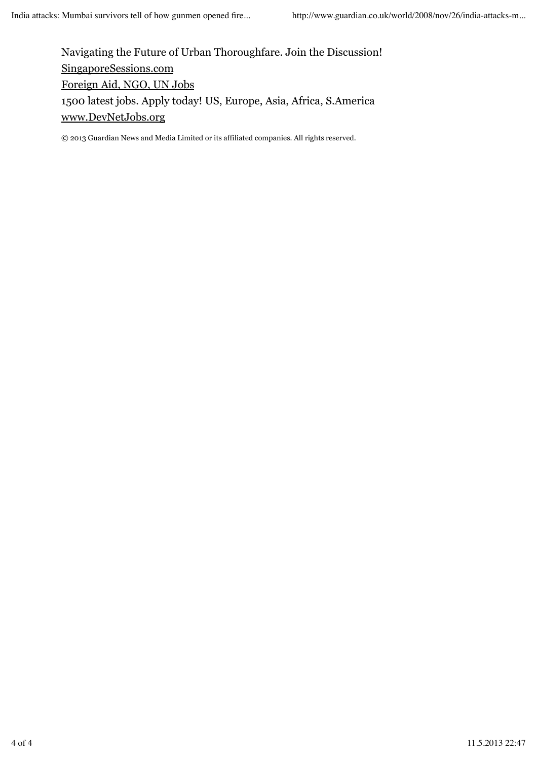Navigating the Future of Urban Thoroughfare. Join the Discussion!
SingaporeSessions.com
Foreign Aid, NGO, UN Jobs
1500 latest jobs. Apply today! US, Europe, Asia, Africa, S.America
www.DevNetJobs.org

© 2013 Guardian News and Media Limited or its affiliated companies. All rights reserved.